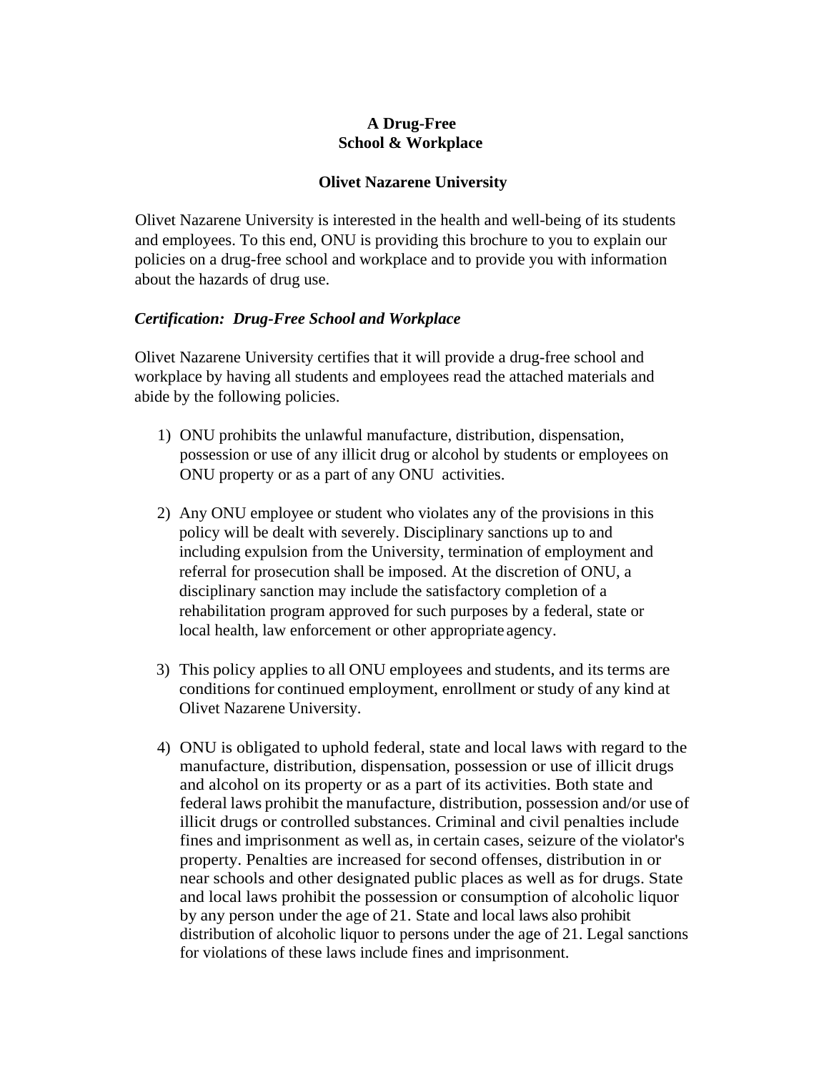# A Drug-Free School & Workplace

## Olivet Nazarene University

Olivet Nazarene University is interested in the health and well-being of its students and employees. To this end, ONU is providing this brochure to you to explain our policies on a drug-free school and workplace and to provide you with information about the hazards of drug use.

***Certification: Drug-Free School and Workplace***

Olivet Nazarene University certifies that it will provide a drug-free school and workplace by having all students and employees read the attached materials and abide by the following policies.

1) ONU prohibits the unlawful manufacture, distribution, dispensation, possession or use of any illicit drug or alcohol by students or employees on ONU property or as a part of any ONU activities.

2) Any ONU employee or student who violates any of the provisions in this policy will be dealt with severely. Disciplinary sanctions up to and including expulsion from the University, termination of employment and referral for prosecution shall be imposed. At the discretion of ONU, a disciplinary sanction may include the satisfactory completion of a rehabilitation program approved for such purposes by a federal, state or local health, law enforcement or other appropriate agency.

3) This policy applies to all ONU employees and students, and its terms are conditions for continued employment, enrollment or study of any kind at Olivet Nazarene University.

4) ONU is obligated to uphold federal, state and local laws with regard to the manufacture, distribution, dispensation, possession or use of illicit drugs and alcohol on its property or as a part of its activities. Both state and federal laws prohibit the manufacture, distribution, possession and/or use of illicit drugs or controlled substances. Criminal and civil penalties include fines and imprisonment as well as, in certain cases, seizure of the violator's property. Penalties are increased for second offenses, distribution in or near schools and other designated public places as well as for drugs. State and local laws prohibit the possession or consumption of alcoholic liquor by any person under the age of 21. State and local laws also prohibit distribution of alcoholic liquor to persons under the age of 21. Legal sanctions for violations of these laws include fines and imprisonment.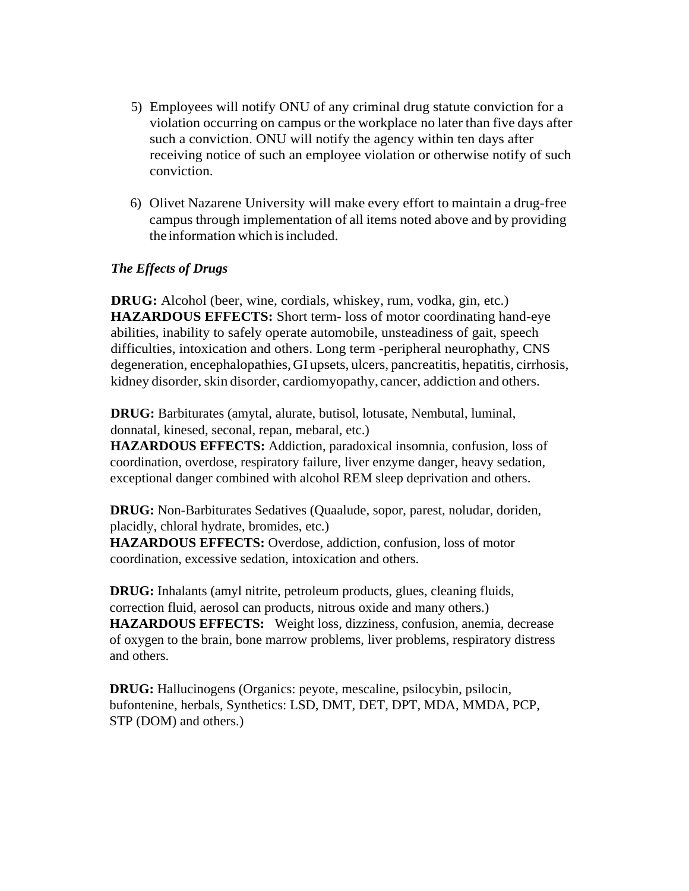5) Employees will notify ONU of any criminal drug statute conviction for a violation occurring on campus or the workplace no later than five days after such a conviction. ONU will notify the agency within ten days after receiving notice of such an employee violation or otherwise notify of such conviction.

6) Olivet Nazarene University will make every effort to maintain a drug-free campus through implementation of all items noted above and by providing the information which is included.

***The Effects of Drugs***

**DRUG:** Alcohol (beer, wine, cordials, whiskey, rum, vodka, gin, etc.)
**HAZARDOUS EFFECTS:** Short term- loss of motor coordinating hand-eye abilities, inability to safely operate automobile, unsteadiness of gait, speech difficulties, intoxication and others. Long term -peripheral neurophathy, CNS degeneration, encephalopathies, GI upsets, ulcers, pancreatitis, hepatitis, cirrhosis, kidney disorder, skin disorder, cardiomyopathy, cancer, addiction and others.

**DRUG:** Barbiturates (amytal, alurate, butisol, lotusate, Nembutal, luminal, donnatal, kinesed, seconal, repan, mebaral, etc.)
**HAZARDOUS EFFECTS:** Addiction, paradoxical insomnia, confusion, loss of coordination, overdose, respiratory failure, liver enzyme danger, heavy sedation, exceptional danger combined with alcohol REM sleep deprivation and others.

**DRUG:** Non-Barbiturates Sedatives (Quaalude, sopor, parest, noludar, doriden, placidly, chloral hydrate, bromides, etc.)
**HAZARDOUS EFFECTS:** Overdose, addiction, confusion, loss of motor coordination, excessive sedation, intoxication and others.

**DRUG:** Inhalants (amyl nitrite, petroleum products, glues, cleaning fluids, correction fluid, aerosol can products, nitrous oxide and many others.)
**HAZARDOUS EFFECTS:** Weight loss, dizziness, confusion, anemia, decrease of oxygen to the brain, bone marrow problems, liver problems, respiratory distress and others.

**DRUG:** Hallucinogens (Organics: peyote, mescaline, psilocybin, psilocin, bufontenine, herbals, Synthetics: LSD, DMT, DET, DPT, MDA, MMDA, PCP, STP (DOM) and others.)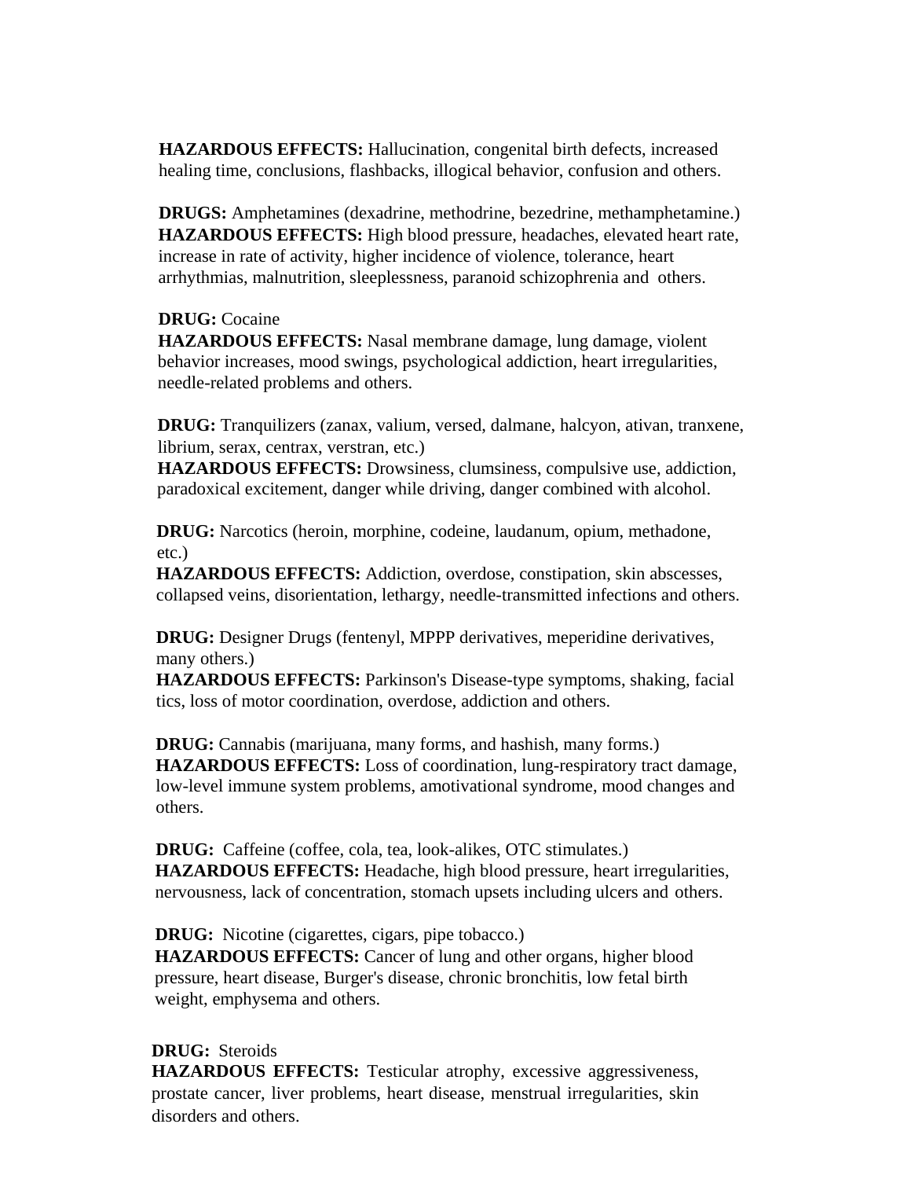**HAZARDOUS EFFECTS:** Hallucination, congenital birth defects, increased healing time, conclusions, flashbacks, illogical behavior, confusion and others.

**DRUGS:** Amphetamines (dexadrine, methodrine, bezedrine, methamphetamine.)
**HAZARDOUS EFFECTS:** High blood pressure, headaches, elevated heart rate, increase in rate of activity, higher incidence of violence, tolerance, heart arrhythmias, malnutrition, sleeplessness, paranoid schizophrenia and others.

**DRUG:** Cocaine
**HAZARDOUS EFFECTS:** Nasal membrane damage, lung damage, violent behavior increases, mood swings, psychological addiction, heart irregularities, needle-related problems and others.

**DRUG:** Tranquilizers (zanax, valium, versed, dalmane, halcyon, ativan, tranxene, librium, serax, centrax, verstran, etc.)
**HAZARDOUS EFFECTS:** Drowsiness, clumsiness, compulsive use, addiction, paradoxical excitement, danger while driving, danger combined with alcohol.

**DRUG:** Narcotics (heroin, morphine, codeine, laudanum, opium, methadone, etc.)
**HAZARDOUS EFFECTS:** Addiction, overdose, constipation, skin abscesses, collapsed veins, disorientation, lethargy, needle-transmitted infections and others.

**DRUG:** Designer Drugs (fentenyl, MPPP derivatives, meperidine derivatives, many others.)
**HAZARDOUS EFFECTS:** Parkinson's Disease-type symptoms, shaking, facial tics, loss of motor coordination, overdose, addiction and others.

**DRUG:** Cannabis (marijuana, many forms, and hashish, many forms.)
**HAZARDOUS EFFECTS:** Loss of coordination, lung-respiratory tract damage, low-level immune system problems, amotivational syndrome, mood changes and others.

**DRUG:** Caffeine (coffee, cola, tea, look-alikes, OTC stimulates.)
**HAZARDOUS EFFECTS:** Headache, high blood pressure, heart irregularities, nervousness, lack of concentration, stomach upsets including ulcers and others.

**DRUG:** Nicotine (cigarettes, cigars, pipe tobacco.)
**HAZARDOUS EFFECTS:** Cancer of lung and other organs, higher blood pressure, heart disease, Burger's disease, chronic bronchitis, low fetal birth weight, emphysema and others.

**DRUG:** Steroids
**HAZARDOUS EFFECTS:** Testicular atrophy, excessive aggressiveness, prostate cancer, liver problems, heart disease, menstrual irregularities, skin disorders and others.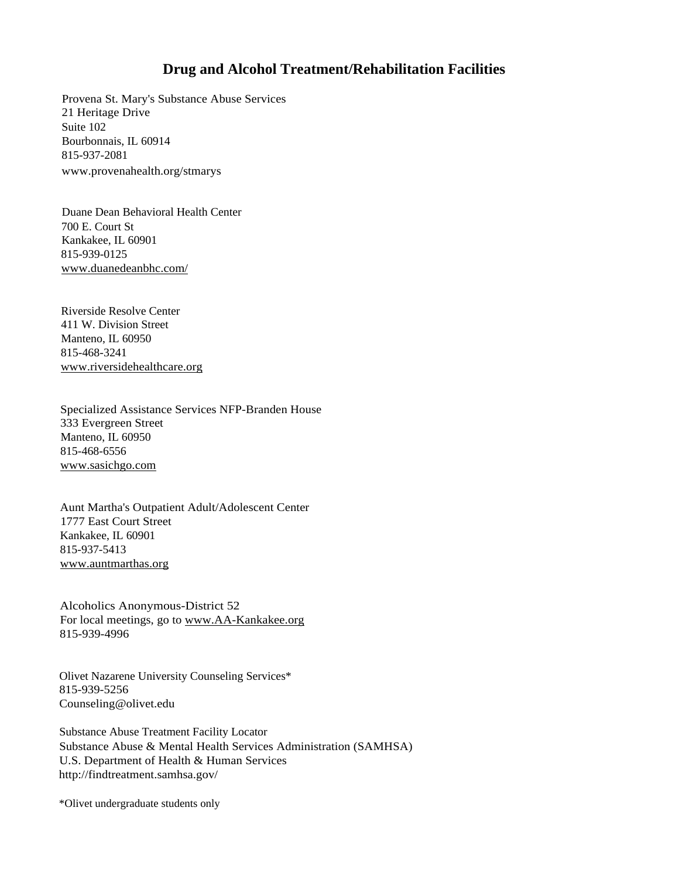# Drug and Alcohol Treatment/Rehabilitation Facilities

Provena St. Mary's Substance Abuse Services
21 Heritage Drive
Suite 102
Bourbonnais, IL 60914
815-937-2081
www.provenahealth.org/stmarys

Duane Dean Behavioral Health Center
700 E. Court St
Kankakee, IL 60901
815-939-0125
www.duanedeanbhc.com/

Riverside Resolve Center
411 W. Division Street
Manteno, IL 60950
815-468-3241
www.riversidehealthcare.org

Specialized Assistance Services NFP-Branden House
333 Evergreen Street
Manteno, IL 60950
815-468-6556
www.sasichgo.com

Aunt Martha's Outpatient Adult/Adolescent Center
1777 East Court Street
Kankakee, IL 60901
815-937-5413
www.auntmarthas.org

Alcoholics Anonymous-District 52
For local meetings, go to www.AA-Kankakee.org
815-939-4996

Olivet Nazarene University Counseling Services*
815-939-5256
Counseling@olivet.edu

Substance Abuse Treatment Facility Locator
Substance Abuse & Mental Health Services Administration (SAMHSA)
U.S. Department of Health & Human Services
http://findtreatment.samhsa.gov/

*Olivet undergraduate students only